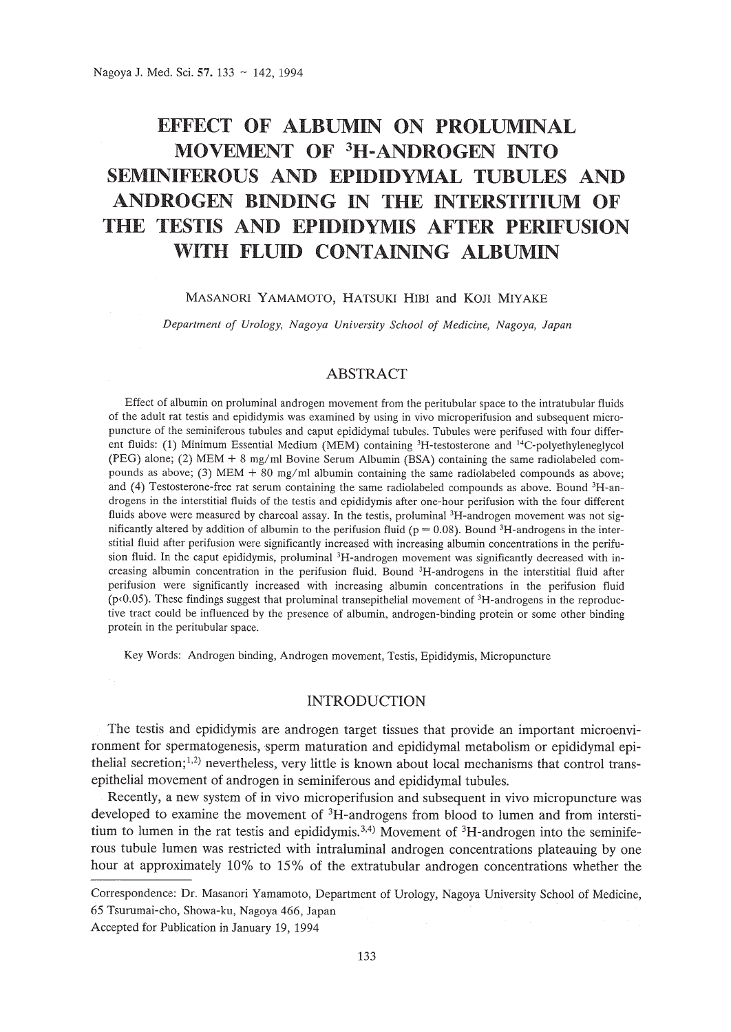# EFFECT OF ALBUMIN ON PROLUMINAL MOVEMENT OF $^{3}$H-ANDROGEN INTO SEMINIFEROUS AND EPIDIDYMAL TUBULES AND ANDROGEN BINDING IN THE INTERSTITIUM OF THE TESTIS AND EPIDIDYMIS AFTER PERIFUSION WITH FLUID CONTAINING ALBUMIN

MASANORI YAMAMOTO, HATSUKI HIBI and KOJI MIYAKE

*Department of Urology, Nagoya University School of Medicine, Nagoya, Japan*

## ABSTRACT

Effect of albumin on proluminal androgen movement from the peritubular space to the intratubular fluids of the adult rat testis and epididymis was examined by using in vivo microperifusion and subsequent micropuncture of the seminiferous tubules and caput epididymal tubules. Tubules were perifused with four different fluids: (1) Minimum Essential Medium (MEM) containing $^{3}$H-testosterone and $^{14}$C-polyethyleneglycol (PEG) alone; (2) MEM + 8 mg/ml Bovine Serum Albumin (BSA) containing the same radiolabeled compounds as above; (3) MEM + 80 mg/ml albumin containing the same radiolabeled compounds as above; and (4) Testosterone-free rat serum containing the same radiolabeled compounds as above. Bound $^{3}$H-androgens in the interstitial fluids of the testis and epididymis after one-hour perifusion with the four different fluids above were measured by charcoal assay. In the testis, proluminal $^{3}$H-androgen movement was not significantly altered by addition of albumin to the perifusion fluid ($p = 0.08$). Bound $^{3}$H-androgens in the interstitial fluid after perifusion were significantly increased with increasing albumin concentrations in the perifusion fluid. In the caput epididymis, proluminal $^{3}$H-androgen movement was significantly decreased with increasing albumin concentration in the perifusion fluid. Bound $^{3}$H-androgens in the interstitial fluid after perifusion were significantly increased with increasing albumin concentrations in the perifusion fluid ($p < 0.05$). These findings suggest that proluminal transepithelial movement of $^{3}$H-androgens in the reproductive tract could be influenced by the presence of albumin, androgen-binding protein or some other binding protein in the peritubular space.

Key Words: Androgen binding, Androgen movement, Testis, Epididymis, Micropuncture

## INTRODUCTION

The testis and epididymis are androgen target tissues that provide an important microenvironment for spermatogenesis, sperm maturation and epididymal metabolism or epididymal epithelial secretion;[1,2] nevertheless, very little is known about local mechanisms that control transepithelial movement of androgen in seminiferous and epididymal tubules.

Recently, a new system of in vivo microperifusion and subsequent in vivo micropuncture was developed to examine the movement of $^{3}$H-androgens from blood to lumen and from interstitium to lumen in the rat testis and epididymis.[3,4] Movement of $^{3}$H-androgen into the seminiferous tubule lumen was restricted with intraluminal androgen concentrations plateauing by one hour at approximately 10% to 15% of the extratubular androgen concentrations whether the

---

Correspondence: Dr. Masanori Yamamoto, Department of Urology, Nagoya University School of Medicine, 65 Tsurumai-cho, Showa-ku, Nagoya 466, Japan

Accepted for Publication in January 19, 1994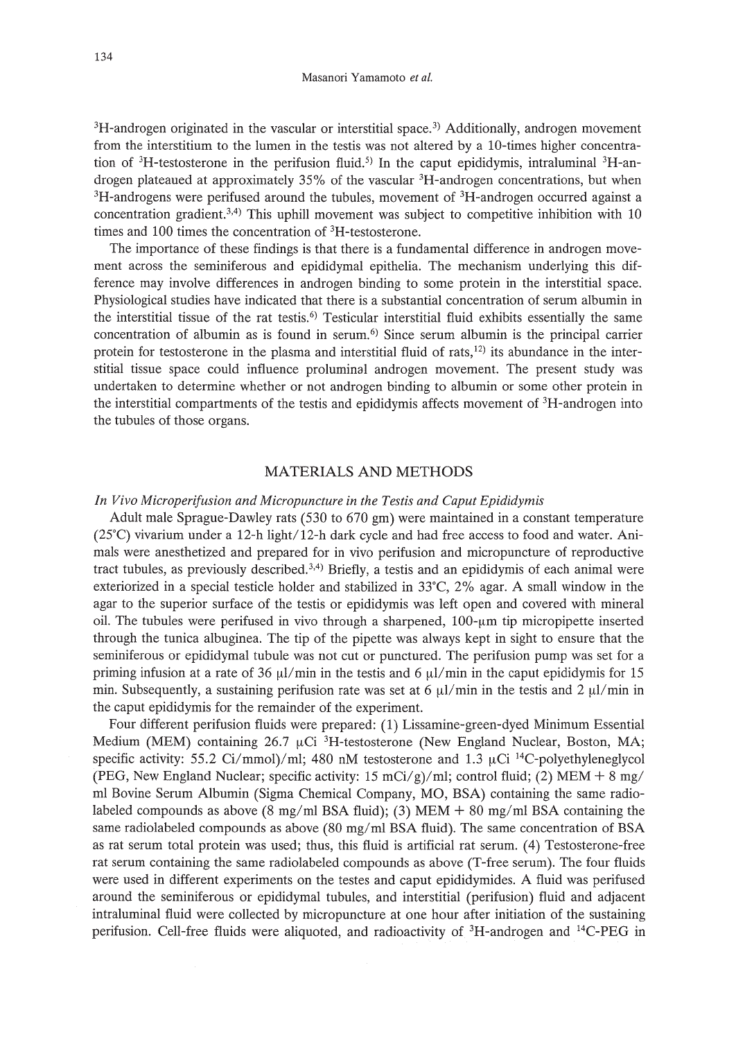$^3$H-androgen originated in the vascular or interstitial space.[3] Additionally, androgen movement from the interstitium to the lumen in the testis was not altered by a 10-times higher concentration of $^3$H-testosterone in the perifusion fluid.[5] In the caput epididymis, intraluminal $^3$H-androgen plateaued at approximately 35% of the vascular $^3$H-androgen concentrations, but when $^3$H-androgens were perifused around the tubules, movement of $^3$H-androgen occurred against a concentration gradient.[3,4] This uphill movement was subject to competitive inhibition with 10 times and 100 times the concentration of $^3$H-testosterone.

The importance of these findings is that there is a fundamental difference in androgen movement across the seminiferous and epididymal epithelia. The mechanism underlying this difference may involve differences in androgen binding to some protein in the interstitial space. Physiological studies have indicated that there is a substantial concentration of serum albumin in the interstitial tissue of the rat testis.[6] Testicular interstitial fluid exhibits essentially the same concentration of albumin as is found in serum.[6] Since serum albumin is the principal carrier protein for testosterone in the plasma and interstitial fluid of rats,[12] its abundance in the interstitial tissue space could influence proluminal androgen movement. The present study was undertaken to determine whether or not androgen binding to albumin or some other protein in the interstitial compartments of the testis and epididymis affects movement of $^3$H-androgen into the tubules of those organs.

## MATERIALS AND METHODS

### *In Vivo Microperifusion and Micropuncture in the Testis and Caput Epididymis*

Adult male Sprague-Dawley rats (530 to 670 gm) were maintained in a constant temperature (25°C) vivarium under a 12-h light/12-h dark cycle and had free access to food and water. Animals were anesthetized and prepared for in vivo perifusion and micropuncture of reproductive tract tubules, as previously described.[3,4] Briefly, a testis and an epididymis of each animal were exteriorized in a special testicle holder and stabilized in 33°C, 2% agar. A small window in the agar to the superior surface of the testis or epididymis was left open and covered with mineral oil. The tubules were perifused in vivo through a sharpened, 100-μm tip micropipette inserted through the tunica albuginea. The tip of the pipette was always kept in sight to ensure that the seminiferous or epididymal tubule was not cut or punctured. The perifusion pump was set for a priming infusion at a rate of 36 μl/min in the testis and 6 μl/min in the caput epididymis for 15 min. Subsequently, a sustaining perifusion rate was set at 6 μl/min in the testis and 2 μl/min in the caput epididymis for the remainder of the experiment.

Four different perifusion fluids were prepared: (1) Lissamine-green-dyed Minimum Essential Medium (MEM) containing 26.7 μCi $^3$H-testosterone (New England Nuclear, Boston, MA; specific activity: 55.2 Ci/mmol)/ml; 480 nM testosterone and 1.3 μCi $^{14}$C-polyethyleneglycol (PEG, New England Nuclear; specific activity: 15 mCi/g)/ml; control fluid; (2) MEM + 8 mg/ml Bovine Serum Albumin (Sigma Chemical Company, MO, BSA) containing the same radiolabeled compounds as above (8 mg/ml BSA fluid); (3) MEM + 80 mg/ml BSA containing the same radiolabeled compounds as above (80 mg/ml BSA fluid). The same concentration of BSA as rat serum total protein was used; thus, this fluid is artificial rat serum. (4) Testosterone-free rat serum containing the same radiolabeled compounds as above (T-free serum). The four fluids were used in different experiments on the testes and caput epididymides. A fluid was perifused around the seminiferous or epididymal tubules, and interstitial (perifusion) fluid and adjacent intraluminal fluid were collected by micropuncture at one hour after initiation of the sustaining perifusion. Cell-free fluids were aliquoted, and radioactivity of $^3$H-androgen and $^{14}$C-PEG in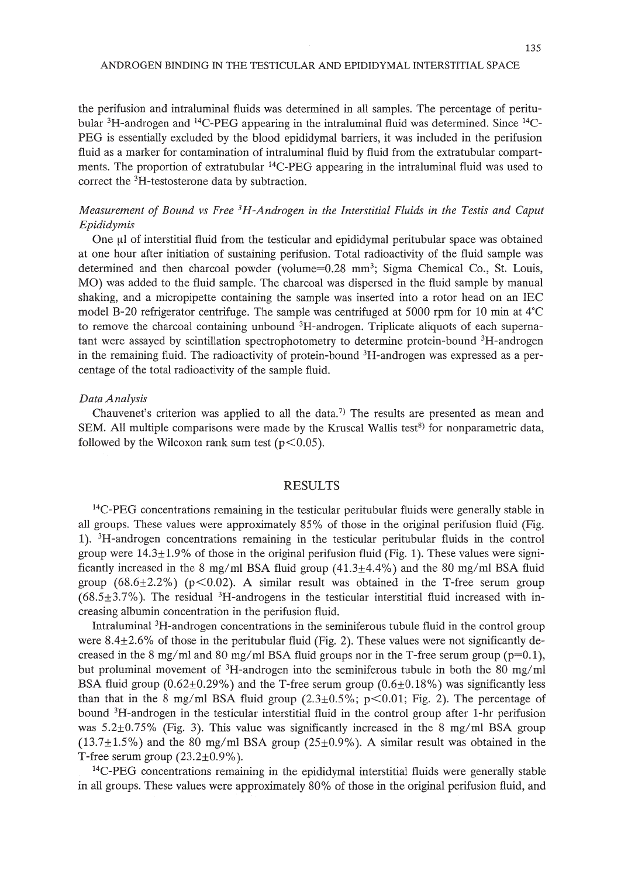the perifusion and intraluminal fluids was determined in all samples. The percentage of peritubular $^{3}H$-androgen and $^{14}C$-PEG appearing in the intraluminal fluid was determined. Since $^{14}C$-PEG is essentially excluded by the blood epididymal barriers, it was included in the perifusion fluid as a marker for contamination of intraluminal fluid by fluid from the extratubular compartments. The proportion of extratubular $^{14}C$-PEG appearing in the intraluminal fluid was used to correct the $^{3}H$-testosterone data by subtraction.

### *Measurement of Bound vs Free $^{3}H$-Androgen in the Interstitial Fluids in the Testis and Caput Epididymis*

One μl of interstitial fluid from the testicular and epididymal peritubular space was obtained at one hour after initiation of sustaining perifusion. Total radioactivity of the fluid sample was determined and then charcoal powder (volume=0.28 $mm^3$; Sigma Chemical Co., St. Louis, MO) was added to the fluid sample. The charcoal was dispersed in the fluid sample by manual shaking, and a micropipette containing the sample was inserted into a rotor head on an IEC model B-20 refrigerator centrifuge. The sample was centrifuged at 5000 rpm for 10 min at 4°C to remove the charcoal containing unbound $^{3}H$-androgen. Triplicate aliquots of each supernatant were assayed by scintillation spectrophotometry to determine protein-bound $^{3}H$-androgen in the remaining fluid. The radioactivity of protein-bound $^{3}H$-androgen was expressed as a percentage of the total radioactivity of the sample fluid.

### *Data Analysis*

Chauvenet's criterion was applied to all the data.[7] The results are presented as mean and SEM. All multiple comparisons were made by the Kruscal Wallis test[8] for nonparametric data, followed by the Wilcoxon rank sum test ($p<0.05$).

## RESULTS

$^{14}C$-PEG concentrations remaining in the testicular peritubular fluids were generally stable in all groups. These values were approximately 85% of those in the original perifusion fluid (Fig. 1). $^{3}H$-androgen concentrations remaining in the testicular peritubular fluids in the control group were 14.3±1.9% of those in the original perifusion fluid (Fig. 1). These values were significantly increased in the 8 mg/ml BSA fluid group (41.3±4.4%) and the 80 mg/ml BSA fluid group (68.6±2.2%) ($p<0.02$). A similar result was obtained in the T-free serum group (68.5±3.7%). The residual $^{3}H$-androgens in the testicular interstitial fluid increased with increasing albumin concentration in the perifusion fluid.

Intraluminal $^{3}H$-androgen concentrations in the seminiferous tubule fluid in the control group were 8.4±2.6% of those in the peritubular fluid (Fig. 2). These values were not significantly decreased in the 8 mg/ml and 80 mg/ml BSA fluid groups nor in the T-free serum group ($p=0.1$), but proluminal movement of $^{3}H$-androgen into the seminiferous tubule in both the 80 mg/ml BSA fluid group (0.62±0.29%) and the T-free serum group (0.6±0.18%) was significantly less than that in the 8 mg/ml BSA fluid group (2.3±0.5%; $p<0.01$; Fig. 2). The percentage of bound $^{3}H$-androgen in the testicular interstitial fluid in the control group after 1-hr perifusion was 5.2±0.75% (Fig. 3). This value was significantly increased in the 8 mg/ml BSA group (13.7±1.5%) and the 80 mg/ml BSA group (25±0.9%). A similar result was obtained in the T-free serum group (23.2±0.9%).

$^{14}C$-PEG concentrations remaining in the epididymal interstitial fluids were generally stable in all groups. These values were approximately 80% of those in the original perifusion fluid, and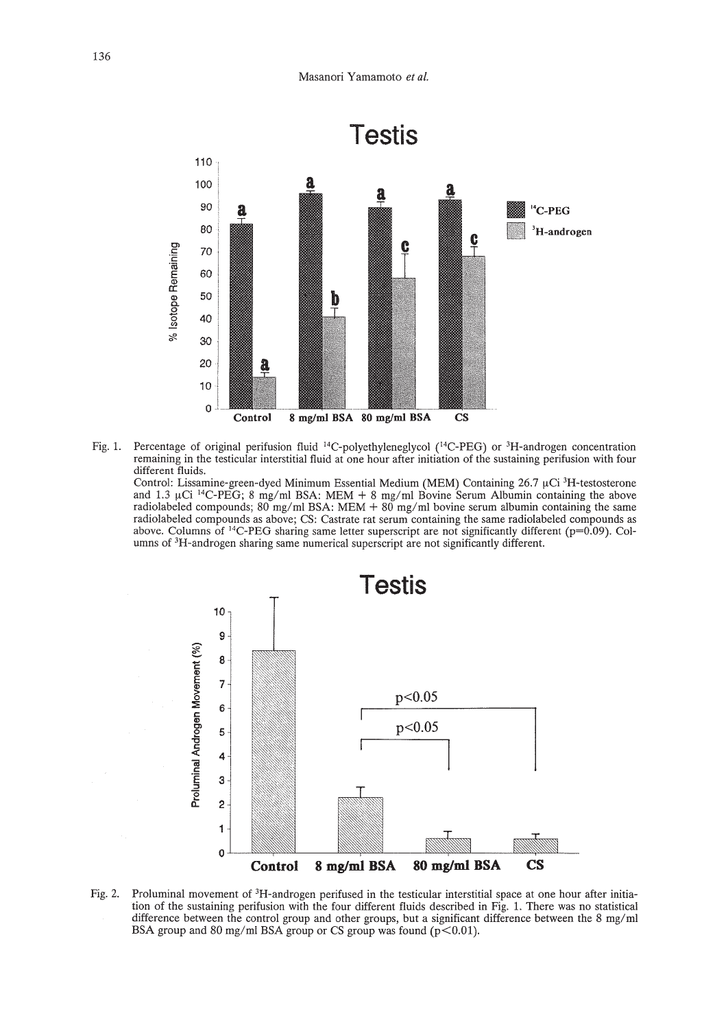Fig. 1. Percentage of original perifusion fluid $^{14}C$-polyethyleneglycol ($^{14}C$-PEG) or $^{3}H$-androgen concentration remaining in the testicular interstitial fluid at one hour after initiation of the sustaining perifusion with four different fluids.
Control: Lissamine-green-dyed Minimum Essential Medium (MEM) Containing 26.7 μCi $^{3}H$-testosterone and 1.3 μCi $^{14}C$-PEG; 8 mg/ml BSA: MEM + 8 mg/ml Bovine Serum Albumin containing the above radiolabeled compounds; 80 mg/ml BSA: MEM + 80 mg/ml bovine serum albumin containing the same radiolabeled compounds as above; CS: Castrate rat serum containing the same radiolabeled compounds as above. Columns of $^{14}C$-PEG sharing same letter superscript are not significantly different ($p=0.09$). Columns of $^{3}H$-androgen sharing same numerical superscript are not significantly different.

Fig. 2. Proluminal movement of $^{3}H$-androgen perifused in the testicular interstitial space at one hour after initiation of the sustaining perifusion with the four different fluids described in Fig. 1. There was no statistical difference between the control group and other groups, but a significant difference between the 8 mg/ml BSA group and 80 mg/ml BSA group or CS group was found ($p<0.01$).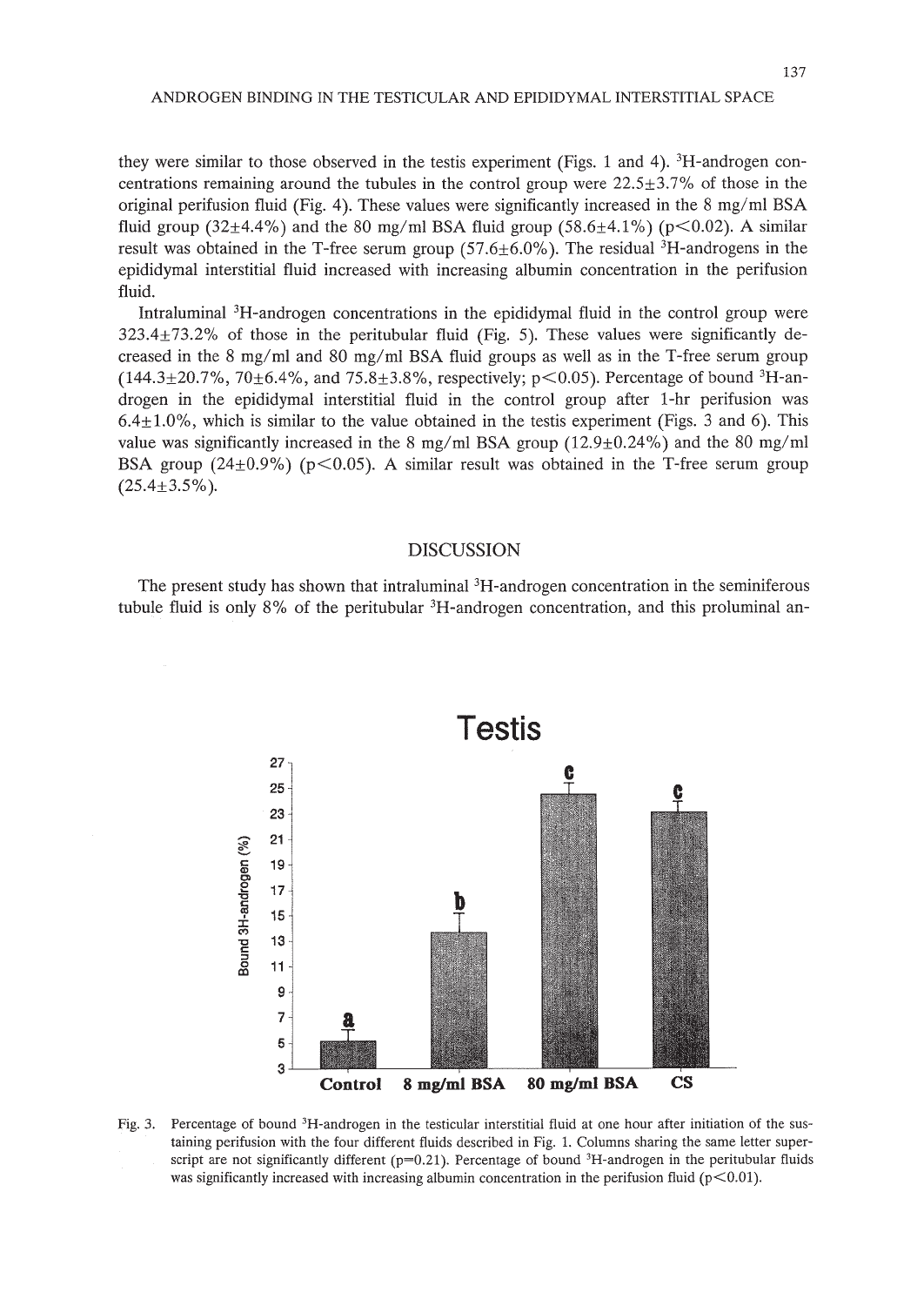they were similar to those observed in the testis experiment (Figs. 1 and 4). $^3$H-androgen concentrations remaining around the tubules in the control group were 22.5±3.7% of those in the original perifusion fluid (Fig. 4). These values were significantly increased in the 8 mg/ml BSA fluid group (32±4.4%) and the 80 mg/ml BSA fluid group (58.6±4.1%) ($p<0.02$). A similar result was obtained in the T-free serum group (57.6±6.0%). The residual $^3$H-androgens in the epididymal interstitial fluid increased with increasing albumin concentration in the perifusion fluid.

Intraluminal $^3$H-androgen concentrations in the epididymal fluid in the control group were 323.4±73.2% of those in the peritubular fluid (Fig. 5). These values were significantly decreased in the 8 mg/ml and 80 mg/ml BSA fluid groups as well as in the T-free serum group (144.3±20.7%, 70±6.4%, and 75.8±3.8%, respectively; $p<0.05$). Percentage of bound $^3$H-androgen in the epididymal interstitial fluid in the control group after 1-hr perifusion was 6.4±1.0%, which is similar to the value obtained in the testis experiment (Figs. 3 and 6). This value was significantly increased in the 8 mg/ml BSA group (12.9±0.24%) and the 80 mg/ml BSA group (24±0.9%) ($p<0.05$). A similar result was obtained in the T-free serum group (25.4±3.5%).

## DISCUSSION

The present study has shown that intraluminal $^3$H-androgen concentration in the seminiferous tubule fluid is only 8% of the peritubular $^3$H-androgen concentration, and this proluminal an-

Fig. 3. Percentage of bound $^3$H-androgen in the testicular interstitial fluid at one hour after initiation of the sustaining perifusion with the four different fluids described in Fig. 1. Columns sharing the same letter superscript are not significantly different ($p=0.21$). Percentage of bound $^3$H-androgen in the peritubular fluids was significantly increased with increasing albumin concentration in the perifusion fluid ($p<0.01$).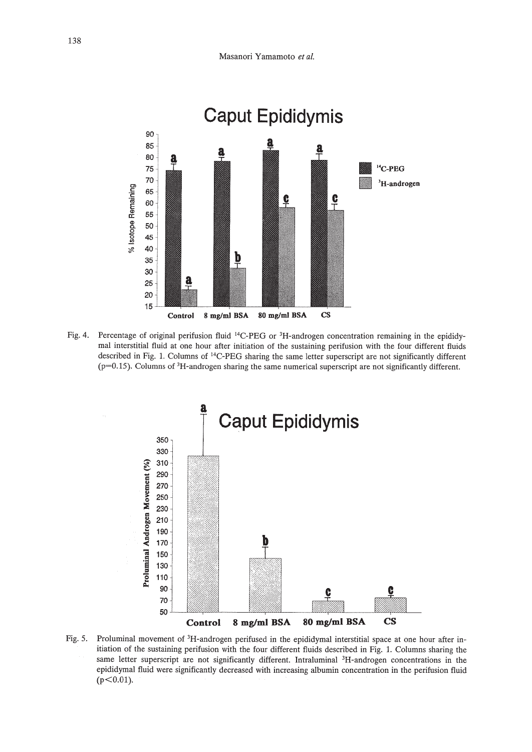Fig. 4. Percentage of original perifusion fluid $^{14}C$-PEG or $^{3}H$-androgen concentration remaining in the epididymal interstitial fluid at one hour after initiation of the sustaining perifusion with the four different fluids described in Fig. 1. Columns of $^{14}C$-PEG sharing the same letter superscript are not significantly different ($p=0.15$). Columns of $^{3}H$-androgen sharing the same numerical superscript are not significantly different.

Fig. 5. Proluminal movement of $^{3}H$-androgen perifused in the epididymal interstitial space at one hour after initiation of the sustaining perifusion with the four different fluids described in Fig. 1. Columns sharing the same letter superscript are not significantly different. Intraluminal $^{3}H$-androgen concentrations in the epididymal fluid were significantly decreased with increasing albumin concentration in the perifusion fluid ($p<0.01$).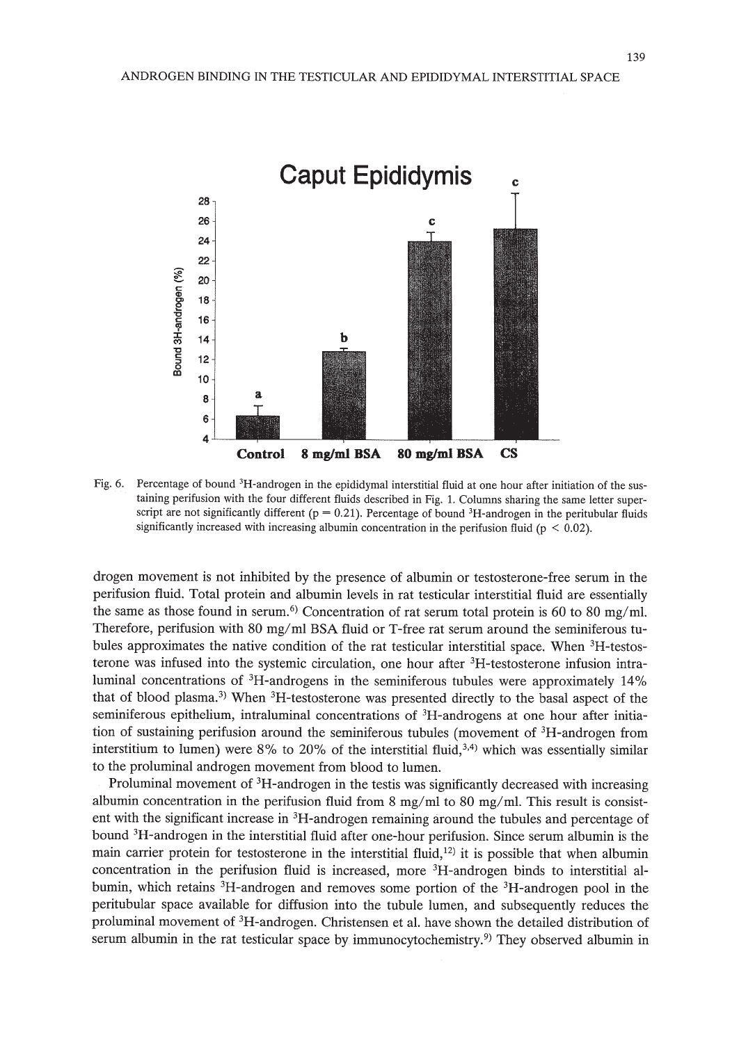Fig. 6. Percentage of bound $^{3}$H-androgen in the epididymal interstitial fluid at one hour after initiation of the sustaining perifusion with the four different fluids described in Fig. 1. Columns sharing the same letter superscript are not significantly different ($p = 0.21$). Percentage of bound $^{3}$H-androgen in the peritubular fluids significantly increased with increasing albumin concentration in the perifusion fluid ($p < 0.02$).

drogen movement is not inhibited by the presence of albumin or testosterone-free serum in the perifusion fluid. Total protein and albumin levels in rat testicular interstitial fluid are essentially the same as those found in serum.[6] Concentration of rat serum total protein is 60 to 80 mg/ml. Therefore, perifusion with 80 mg/ml BSA fluid or T-free rat serum around the seminiferous tubules approximates the native condition of the rat testicular interstitial space. When $^{3}$H-testosterone was infused into the systemic circulation, one hour after $^{3}$H-testosterone infusion intraluminal concentrations of $^{3}$H-androgens in the seminiferous tubules were approximately 14% that of blood plasma.[3] When $^{3}$H-testosterone was presented directly to the basal aspect of the seminiferous epithelium, intraluminal concentrations of $^{3}$H-androgens at one hour after initiation of sustaining perifusion around the seminiferous tubules (movement of $^{3}$H-androgen from interstitium to lumen) were 8% to 20% of the interstitial fluid,[3,4] which was essentially similar to the proluminal androgen movement from blood to lumen.

Proluminal movement of $^{3}$H-androgen in the testis was significantly decreased with increasing albumin concentration in the perifusion fluid from 8 mg/ml to 80 mg/ml. This result is consistent with the significant increase in $^{3}$H-androgen remaining around the tubules and percentage of bound $^{3}$H-androgen in the interstitial fluid after one-hour perifusion. Since serum albumin is the main carrier protein for testosterone in the interstitial fluid,[12] it is possible that when albumin concentration in the perifusion fluid is increased, more $^{3}$H-androgen binds to interstitial albumin, which retains $^{3}$H-androgen and removes some portion of the $^{3}$H-androgen pool in the peritubular space available for diffusion into the tubule lumen, and subsequently reduces the proluminal movement of $^{3}$H-androgen. Christensen et al. have shown the detailed distribution of serum albumin in the rat testicular space by immunocytochemistry.[9] They observed albumin in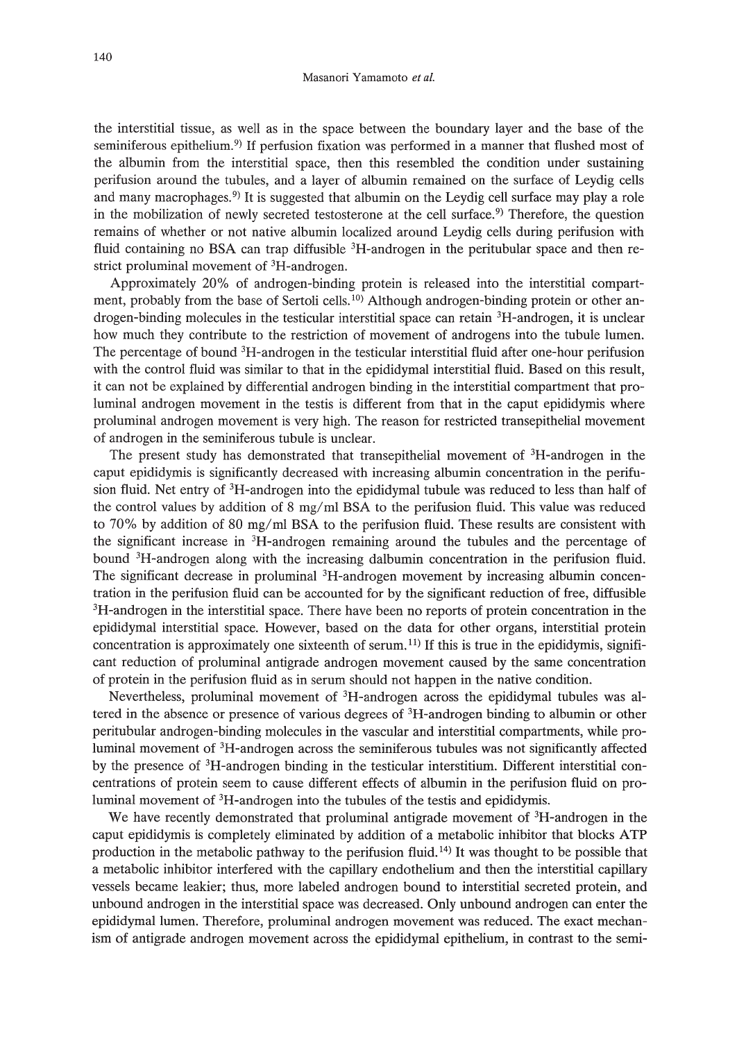the interstitial tissue, as well as in the space between the boundary layer and the base of the seminiferous epithelium.[9] If perfusion fixation was performed in a manner that flushed most of the albumin from the interstitial space, then this resembled the condition under sustaining perifusion around the tubules, and a layer of albumin remained on the surface of Leydig cells and many macrophages.[9] It is suggested that albumin on the Leydig cell surface may play a role in the mobilization of newly secreted testosterone at the cell surface.[9] Therefore, the question remains of whether or not native albumin localized around Leydig cells during perifusion with fluid containing no BSA can trap diffusible $^3$H-androgen in the peritubular space and then restrict proluminal movement of $^3$H-androgen.

Approximately 20% of androgen-binding protein is released into the interstitial compartment, probably from the base of Sertoli cells.[10] Although androgen-binding protein or other androgen-binding molecules in the testicular interstitial space can retain $^3$H-androgen, it is unclear how much they contribute to the restriction of movement of androgens into the tubule lumen. The percentage of bound $^3$H-androgen in the testicular interstitial fluid after one-hour perifusion with the control fluid was similar to that in the epididymal interstitial fluid. Based on this result, it can not be explained by differential androgen binding in the interstitial compartment that proluminal androgen movement in the testis is different from that in the caput epididymis where proluminal androgen movement is very high. The reason for restricted transepithelial movement of androgen in the seminiferous tubule is unclear.

The present study has demonstrated that transepithelial movement of $^3$H-androgen in the caput epididymis is significantly decreased with increasing albumin concentration in the perifusion fluid. Net entry of $^3$H-androgen into the epididymal tubule was reduced to less than half of the control values by addition of 8 mg/ml BSA to the perifusion fluid. This value was reduced to 70% by addition of 80 mg/ml BSA to the perifusion fluid. These results are consistent with the significant increase in $^3$H-androgen remaining around the tubules and the percentage of bound $^3$H-androgen along with the increasing dalbumin concentration in the perifusion fluid. The significant decrease in proluminal $^3$H-androgen movement by increasing albumin concentration in the perifusion fluid can be accounted for by the significant reduction of free, diffusible $^3$H-androgen in the interstitial space. There have been no reports of protein concentration in the epididymal interstitial space. However, based on the data for other organs, interstitial protein concentration is approximately one sixteenth of serum.[11] If this is true in the epididymis, significant reduction of proluminal antigrade androgen movement caused by the same concentration of protein in the perifusion fluid as in serum should not happen in the native condition.

Nevertheless, proluminal movement of $^3$H-androgen across the epididymal tubules was altered in the absence or presence of various degrees of $^3$H-androgen binding to albumin or other peritubular androgen-binding molecules in the vascular and interstitial compartments, while proluminal movement of $^3$H-androgen across the seminiferous tubules was not significantly affected by the presence of $^3$H-androgen binding in the testicular interstitium. Different interstitial concentrations of protein seem to cause different effects of albumin in the perifusion fluid on proluminal movement of $^3$H-androgen into the tubules of the testis and epididymis.

We have recently demonstrated that proluminal antigrade movement of $^3$H-androgen in the caput epididymis is completely eliminated by addition of a metabolic inhibitor that blocks ATP production in the metabolic pathway to the perifusion fluid.[14] It was thought to be possible that a metabolic inhibitor interfered with the capillary endothelium and then the interstitial capillary vessels became leakier; thus, more labeled androgen bound to interstitial secreted protein, and unbound androgen in the interstitial space was decreased. Only unbound androgen can enter the epididymal lumen. Therefore, proluminal androgen movement was reduced. The exact mechanism of antigrade androgen movement across the epididymal epithelium, in contrast to the semi-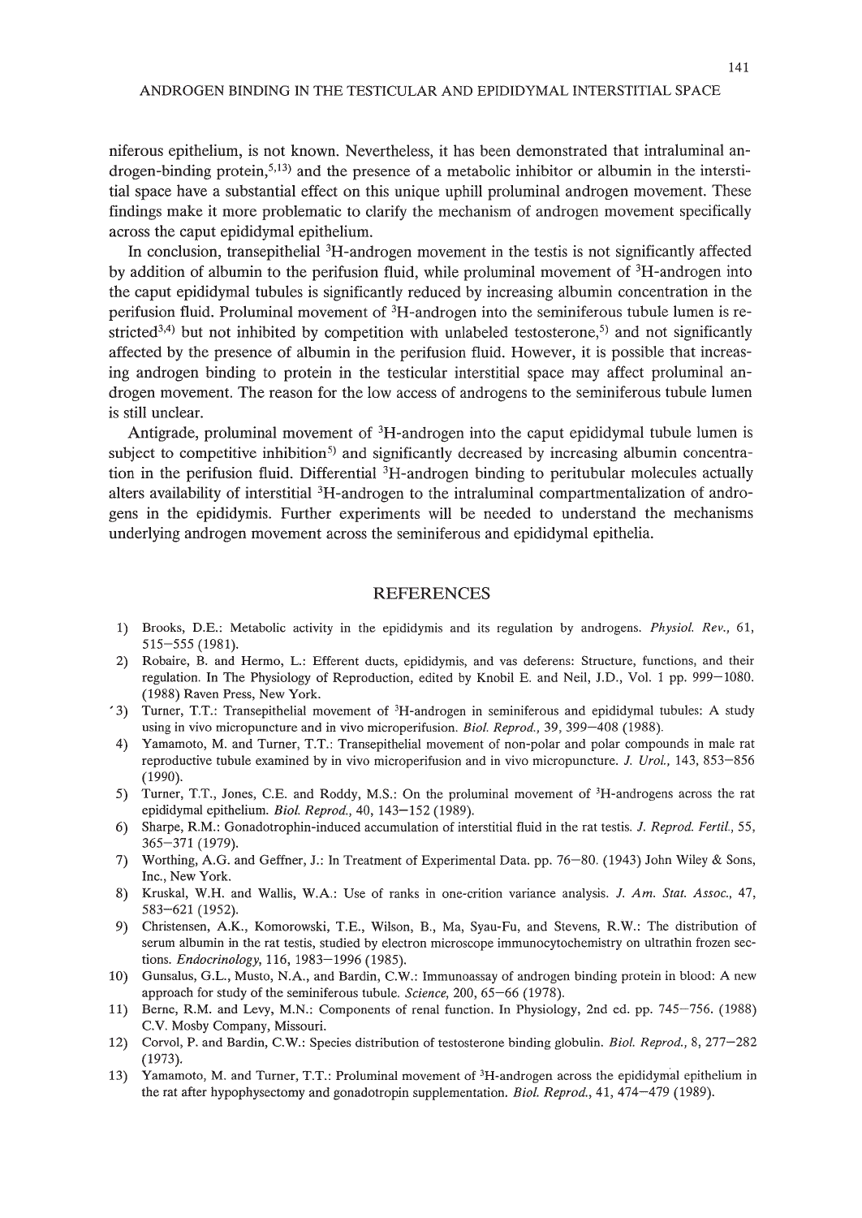niferous epithelium, is not known. Nevertheless, it has been demonstrated that intraluminal androgen-binding protein,[5,13] and the presence of a metabolic inhibitor or albumin in the interstitial space have a substantial effect on this unique uphill proluminal androgen movement. These findings make it more problematic to clarify the mechanism of androgen movement specifically across the caput epididymal epithelium.

In conclusion, transepithelial $^3$H-androgen movement in the testis is not significantly affected by addition of albumin to the perifusion fluid, while proluminal movement of $^3$H-androgen into the caput epididymal tubules is significantly reduced by increasing albumin concentration in the perifusion fluid. Proluminal movement of $^3$H-androgen into the seminiferous tubule lumen is restricted[3,4] but not inhibited by competition with unlabeled testosterone,[5] and not significantly affected by the presence of albumin in the perifusion fluid. However, it is possible that increasing androgen binding to protein in the testicular interstitial space may affect proluminal androgen movement. The reason for the low access of androgens to the seminiferous tubule lumen is still unclear.

Antigrade, proluminal movement of $^3$H-androgen into the caput epididymal tubule lumen is subject to competitive inhibition[5] and significantly decreased by increasing albumin concentration in the perifusion fluid. Differential $^3$H-androgen binding to peritubular molecules actually alters availability of interstitial $^3$H-androgen to the intraluminal compartmentalization of androgens in the epididymis. Further experiments will be needed to understand the mechanisms underlying androgen movement across the seminiferous and epididymal epithelia.

## REFERENCES

1) Brooks, D.E.: Metabolic activity in the epididymis and its regulation by androgens. *Physiol. Rev.*, 61, 515–555 (1981).
2) Robaire, B. and Hermo, L.: Efferent ducts, epididymis, and vas deferens: Structure, functions, and their regulation. In The Physiology of Reproduction, edited by Knobil E. and Neil, J.D., Vol. 1 pp. 999–1080. (1988) Raven Press, New York.
3) Turner, T.T.: Transepithelial movement of $^3$H-androgen in seminiferous and epididymal tubules: A study using in vivo micropuncture and in vivo microperifusion. *Biol. Reprod.*, 39, 399–408 (1988).
4) Yamamoto, M. and Turner, T.T.: Transepithelial movement of non-polar and polar compounds in male rat reproductive tubule examined by in vivo microperifusion and in vivo micropuncture. *J. Urol.*, 143, 853–856 (1990).
5) Turner, T.T., Jones, C.E. and Roddy, M.S.: On the proluminal movement of $^3$H-androgens across the rat epididymal epithelium. *Biol. Reprod.*, 40, 143–152 (1989).
6) Sharpe, R.M.: Gonadotrophin-induced accumulation of interstitial fluid in the rat testis. *J. Reprod. Fertil.*, 55, 365–371 (1979).
7) Worthing, A.G. and Geffner, J.: In Treatment of Experimental Data. pp. 76–80. (1943) John Wiley & Sons, Inc., New York.
8) Kruskal, W.H. and Wallis, W.A.: Use of ranks in one-crition variance analysis. *J. Am. Stat. Assoc.*, 47, 583–621 (1952).
9) Christensen, A.K., Komorowski, T.E., Wilson, B., Ma, Syau-Fu, and Stevens, R.W.: The distribution of serum albumin in the rat testis, studied by electron microscope immunocytochemistry on ultrathin frozen sections. *Endocrinology*, 116, 1983–1996 (1985).
10) Gunsalus, G.L., Musto, N.A., and Bardin, C.W.: Immunoassay of androgen binding protein in blood: A new approach for study of the seminiferous tubule. *Science*, 200, 65–66 (1978).
11) Berne, R.M. and Levy, M.N.: Components of renal function. In Physiology, 2nd ed. pp. 745–756. (1988) C.V. Mosby Company, Missouri.
12) Corvol, P. and Bardin, C.W.: Species distribution of testosterone binding globulin. *Biol. Reprod.*, 8, 277–282 (1973).
13) Yamamoto, M. and Turner, T.T.: Proluminal movement of $^3$H-androgen across the epididymal epithelium in the rat after hypophysectomy and gonadotropin supplementation. *Biol. Reprod.*, 41, 474–479 (1989).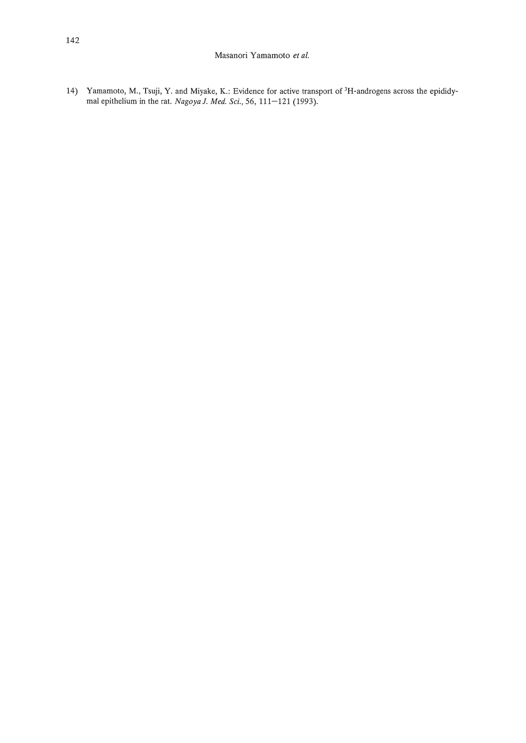14) Yamamoto, M., Tsuji, Y. and Miyake, K.: Evidence for active transport of $^{3}$H-androgens across the epididymal epithelium in the rat. *Nagoya J. Med. Sci.*, 56, 111–121 (1993).